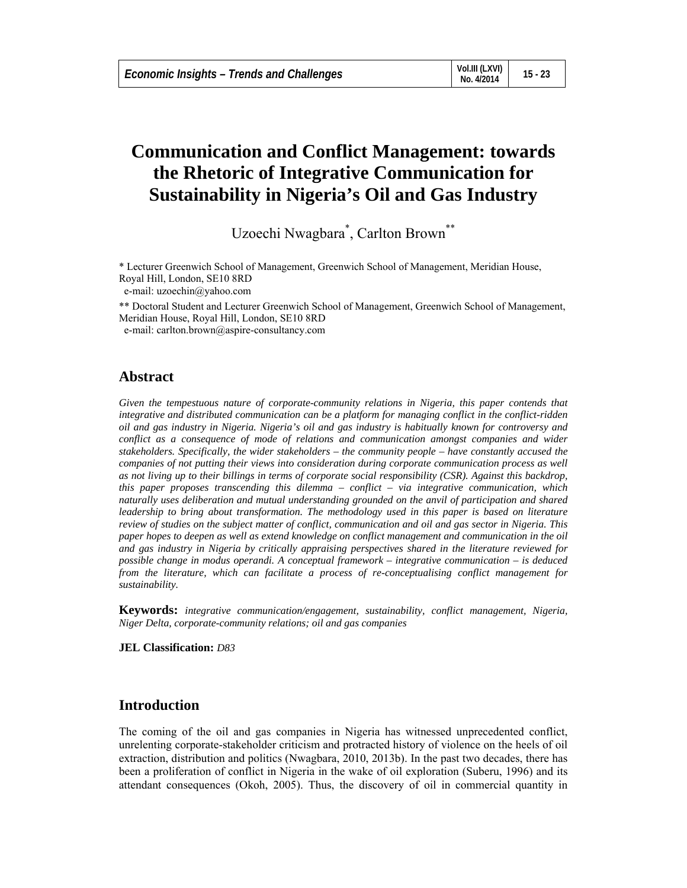# Communication and Conflict Management: towards the Rhetoric of Integrative Communication for Sustainability in Nigeria's Oil and Gas Industry

Uzoechi Nwagbara[*], Carlton Brown[**]

[*] Lecturer Greenwich School of Management, Greenwich School of Management, Meridian House, Royal Hill, London, SE10 8RD
e-mail: uzoechin@yahoo.com

[**] Doctoral Student and Lecturer Greenwich School of Management, Greenwich School of Management, Meridian House, Royal Hill, London, SE10 8RD
e-mail: carlton.brown@aspire-consultancy.com

## Abstract

*Given the tempestuous nature of corporate-community relations in Nigeria, this paper contends that integrative and distributed communication can be a platform for managing conflict in the conflict-ridden oil and gas industry in Nigeria. Nigeria's oil and gas industry is habitually known for controversy and conflict as a consequence of mode of relations and communication amongst companies and wider stakeholders. Specifically, the wider stakeholders – the community people – have constantly accused the companies of not putting their views into consideration during corporate communication process as well as not living up to their billings in terms of corporate social responsibility (CSR). Against this backdrop, this paper proposes transcending this dilemma – conflict – via integrative communication, which naturally uses deliberation and mutual understanding grounded on the anvil of participation and shared leadership to bring about transformation. The methodology used in this paper is based on literature review of studies on the subject matter of conflict, communication and oil and gas sector in Nigeria. This paper hopes to deepen as well as extend knowledge on conflict management and communication in the oil and gas industry in Nigeria by critically appraising perspectives shared in the literature reviewed for possible change in modus operandi. A conceptual framework – integrative communication – is deduced from the literature, which can facilitate a process of re-conceptualising conflict management for sustainability.*

**Keywords:** *integrative communication/engagement, sustainability, conflict management, Nigeria, Niger Delta, corporate-community relations; oil and gas companies*

**JEL Classification:** *D83*

## Introduction

The coming of the oil and gas companies in Nigeria has witnessed unprecedented conflict, unrelenting corporate-stakeholder criticism and protracted history of violence on the heels of oil extraction, distribution and politics (Nwagbara, 2010, 2013b). In the past two decades, there has been a proliferation of conflict in Nigeria in the wake of oil exploration (Suberu, 1996) and its attendant consequences (Okoh, 2005). Thus, the discovery of oil in commercial quantity in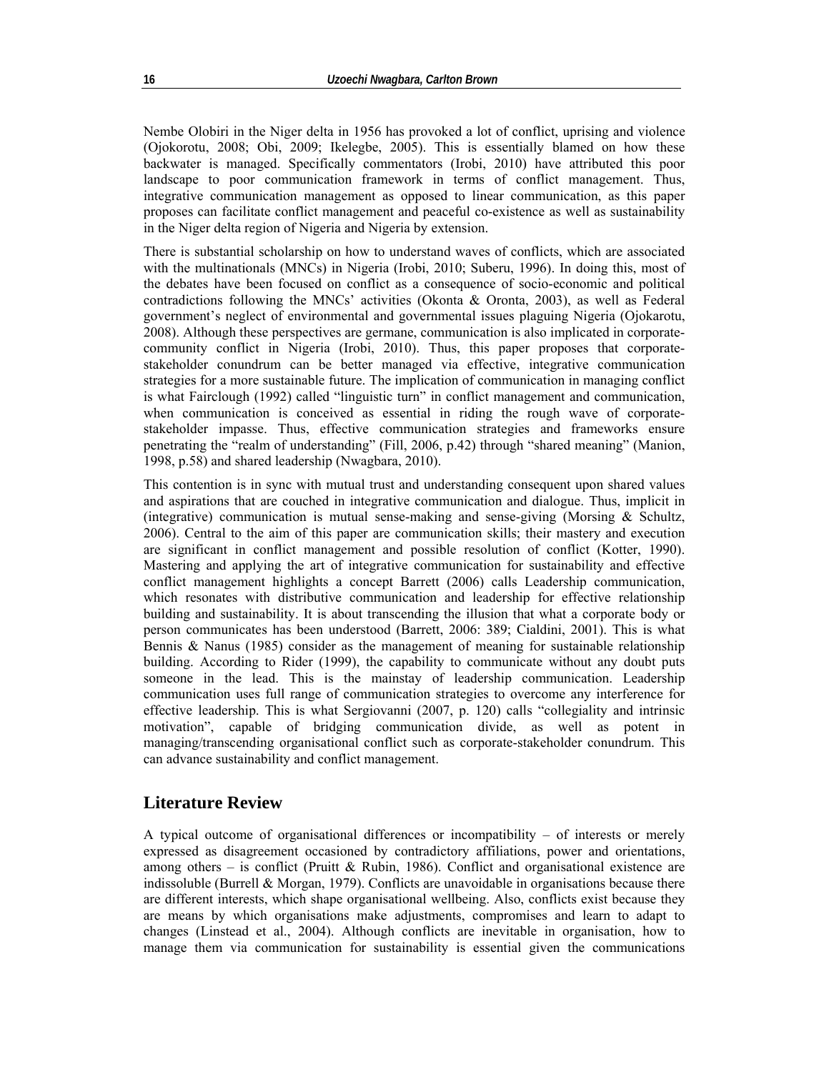Nembe Olobiri in the Niger delta in 1956 has provoked a lot of conflict, uprising and violence (Ojokorotu, 2008; Obi, 2009; Ikelegbe, 2005). This is essentially blamed on how these backwater is managed. Specifically commentators (Irobi, 2010) have attributed this poor landscape to poor communication framework in terms of conflict management. Thus, integrative communication management as opposed to linear communication, as this paper proposes can facilitate conflict management and peaceful co-existence as well as sustainability in the Niger delta region of Nigeria and Nigeria by extension.

There is substantial scholarship on how to understand waves of conflicts, which are associated with the multinationals (MNCs) in Nigeria (Irobi, 2010; Suberu, 1996). In doing this, most of the debates have been focused on conflict as a consequence of socio-economic and political contradictions following the MNCs' activities (Okonta & Oronta, 2003), as well as Federal government's neglect of environmental and governmental issues plaguing Nigeria (Ojokarotu, 2008). Although these perspectives are germane, communication is also implicated in corporate-community conflict in Nigeria (Irobi, 2010). Thus, this paper proposes that corporate-stakeholder conundrum can be better managed via effective, integrative communication strategies for a more sustainable future. The implication of communication in managing conflict is what Fairclough (1992) called "linguistic turn" in conflict management and communication, when communication is conceived as essential in riding the rough wave of corporate-stakeholder impasse. Thus, effective communication strategies and frameworks ensure penetrating the "realm of understanding" (Fill, 2006, p.42) through "shared meaning" (Manion, 1998, p.58) and shared leadership (Nwagbara, 2010).

This contention is in sync with mutual trust and understanding consequent upon shared values and aspirations that are couched in integrative communication and dialogue. Thus, implicit in (integrative) communication is mutual sense-making and sense-giving (Morsing & Schultz, 2006). Central to the aim of this paper are communication skills; their mastery and execution are significant in conflict management and possible resolution of conflict (Kotter, 1990). Mastering and applying the art of integrative communication for sustainability and effective conflict management highlights a concept Barrett (2006) calls Leadership communication, which resonates with distributive communication and leadership for effective relationship building and sustainability. It is about transcending the illusion that what a corporate body or person communicates has been understood (Barrett, 2006: 389; Cialdini, 2001). This is what Bennis & Nanus (1985) consider as the management of meaning for sustainable relationship building. According to Rider (1999), the capability to communicate without any doubt puts someone in the lead. This is the mainstay of leadership communication. Leadership communication uses full range of communication strategies to overcome any interference for effective leadership. This is what Sergiovanni (2007, p. 120) calls "collegiality and intrinsic motivation", capable of bridging communication divide, as well as potent in managing/transcending organisational conflict such as corporate-stakeholder conundrum. This can advance sustainability and conflict management.

## Literature Review

A typical outcome of organisational differences or incompatibility – of interests or merely expressed as disagreement occasioned by contradictory affiliations, power and orientations, among others – is conflict (Pruitt & Rubin, 1986). Conflict and organisational existence are indissoluble (Burrell & Morgan, 1979). Conflicts are unavoidable in organisations because there are different interests, which shape organisational wellbeing. Also, conflicts exist because they are means by which organisations make adjustments, compromises and learn to adapt to changes (Linstead et al., 2004). Although conflicts are inevitable in organisation, how to manage them via communication for sustainability is essential given the communications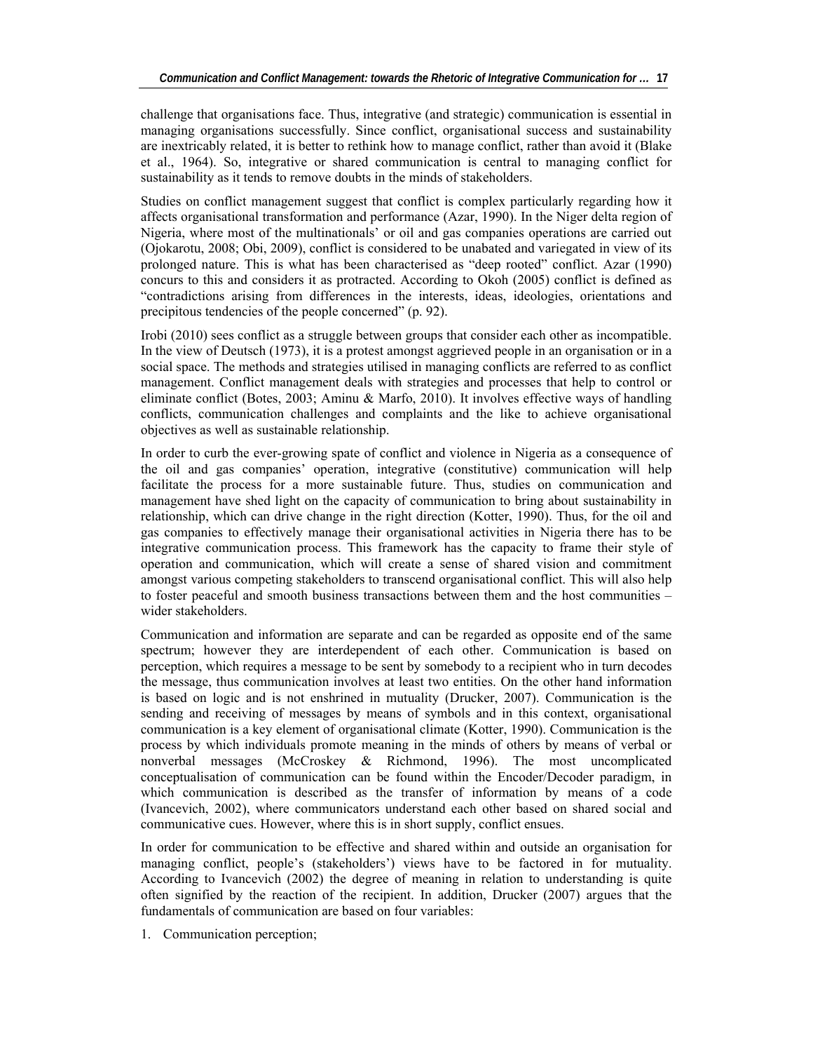challenge that organisations face. Thus, integrative (and strategic) communication is essential in managing organisations successfully. Since conflict, organisational success and sustainability are inextricably related, it is better to rethink how to manage conflict, rather than avoid it (Blake et al., 1964). So, integrative or shared communication is central to managing conflict for sustainability as it tends to remove doubts in the minds of stakeholders.

Studies on conflict management suggest that conflict is complex particularly regarding how it affects organisational transformation and performance (Azar, 1990). In the Niger delta region of Nigeria, where most of the multinationals' or oil and gas companies operations are carried out (Ojokarotu, 2008; Obi, 2009), conflict is considered to be unabated and variegated in view of its prolonged nature. This is what has been characterised as "deep rooted" conflict. Azar (1990) concurs to this and considers it as protracted. According to Okoh (2005) conflict is defined as "contradictions arising from differences in the interests, ideas, ideologies, orientations and precipitous tendencies of the people concerned" (p. 92).

Irobi (2010) sees conflict as a struggle between groups that consider each other as incompatible. In the view of Deutsch (1973), it is a protest amongst aggrieved people in an organisation or in a social space. The methods and strategies utilised in managing conflicts are referred to as conflict management. Conflict management deals with strategies and processes that help to control or eliminate conflict (Botes, 2003; Aminu & Marfo, 2010). It involves effective ways of handling conflicts, communication challenges and complaints and the like to achieve organisational objectives as well as sustainable relationship.

In order to curb the ever-growing spate of conflict and violence in Nigeria as a consequence of the oil and gas companies' operation, integrative (constitutive) communication will help facilitate the process for a more sustainable future. Thus, studies on communication and management have shed light on the capacity of communication to bring about sustainability in relationship, which can drive change in the right direction (Kotter, 1990). Thus, for the oil and gas companies to effectively manage their organisational activities in Nigeria there has to be integrative communication process. This framework has the capacity to frame their style of operation and communication, which will create a sense of shared vision and commitment amongst various competing stakeholders to transcend organisational conflict. This will also help to foster peaceful and smooth business transactions between them and the host communities – wider stakeholders.

Communication and information are separate and can be regarded as opposite end of the same spectrum; however they are interdependent of each other. Communication is based on perception, which requires a message to be sent by somebody to a recipient who in turn decodes the message, thus communication involves at least two entities. On the other hand information is based on logic and is not enshrined in mutuality (Drucker, 2007). Communication is the sending and receiving of messages by means of symbols and in this context, organisational communication is a key element of organisational climate (Kotter, 1990). Communication is the process by which individuals promote meaning in the minds of others by means of verbal or nonverbal messages (McCroskey & Richmond, 1996). The most uncomplicated conceptualisation of communication can be found within the Encoder/Decoder paradigm, in which communication is described as the transfer of information by means of a code (Ivancevich, 2002), where communicators understand each other based on shared social and communicative cues. However, where this is in short supply, conflict ensues.

In order for communication to be effective and shared within and outside an organisation for managing conflict, people's (stakeholders') views have to be factored in for mutuality. According to Ivancevich (2002) the degree of meaning in relation to understanding is quite often signified by the reaction of the recipient. In addition, Drucker (2007) argues that the fundamentals of communication are based on four variables:

1. Communication perception;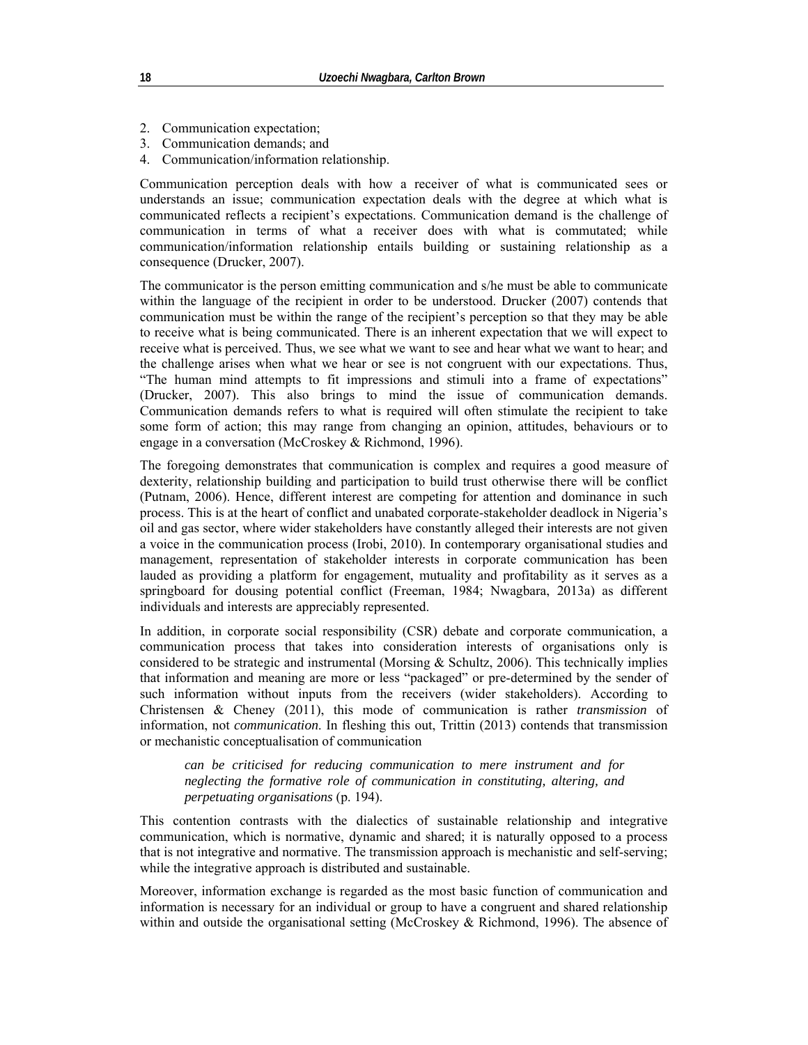2. Communication expectation;
3. Communication demands; and
4. Communication/information relationship.

Communication perception deals with how a receiver of what is communicated sees or understands an issue; communication expectation deals with the degree at which what is communicated reflects a recipient's expectations. Communication demand is the challenge of communication in terms of what a receiver does with what is commutated; while communication/information relationship entails building or sustaining relationship as a consequence (Drucker, 2007).

The communicator is the person emitting communication and s/he must be able to communicate within the language of the recipient in order to be understood. Drucker (2007) contends that communication must be within the range of the recipient's perception so that they may be able to receive what is being communicated. There is an inherent expectation that we will expect to receive what is perceived. Thus, we see what we want to see and hear what we want to hear; and the challenge arises when what we hear or see is not congruent with our expectations. Thus, "The human mind attempts to fit impressions and stimuli into a frame of expectations" (Drucker, 2007). This also brings to mind the issue of communication demands. Communication demands refers to what is required will often stimulate the recipient to take some form of action; this may range from changing an opinion, attitudes, behaviours or to engage in a conversation (McCroskey & Richmond, 1996).

The foregoing demonstrates that communication is complex and requires a good measure of dexterity, relationship building and participation to build trust otherwise there will be conflict (Putnam, 2006). Hence, different interest are competing for attention and dominance in such process. This is at the heart of conflict and unabated corporate-stakeholder deadlock in Nigeria's oil and gas sector, where wider stakeholders have constantly alleged their interests are not given a voice in the communication process (Irobi, 2010). In contemporary organisational studies and management, representation of stakeholder interests in corporate communication has been lauded as providing a platform for engagement, mutuality and profitability as it serves as a springboard for dousing potential conflict (Freeman, 1984; Nwagbara, 2013a) as different individuals and interests are appreciably represented.

In addition, in corporate social responsibility (CSR) debate and corporate communication, a communication process that takes into consideration interests of organisations only is considered to be strategic and instrumental (Morsing & Schultz, 2006). This technically implies that information and meaning are more or less "packaged" or pre-determined by the sender of such information without inputs from the receivers (wider stakeholders). According to Christensen & Cheney (2011), this mode of communication is rather *transmission* of information, not *communication*. In fleshing this out, Trittin (2013) contends that transmission or mechanistic conceptualisation of communication

> *can be criticised for reducing communication to mere instrument and for neglecting the formative role of communication in constituting, altering, and perpetuating organisations* (p. 194).

This contention contrasts with the dialectics of sustainable relationship and integrative communication, which is normative, dynamic and shared; it is naturally opposed to a process that is not integrative and normative. The transmission approach is mechanistic and self-serving; while the integrative approach is distributed and sustainable.

Moreover, information exchange is regarded as the most basic function of communication and information is necessary for an individual or group to have a congruent and shared relationship within and outside the organisational setting (McCroskey & Richmond, 1996). The absence of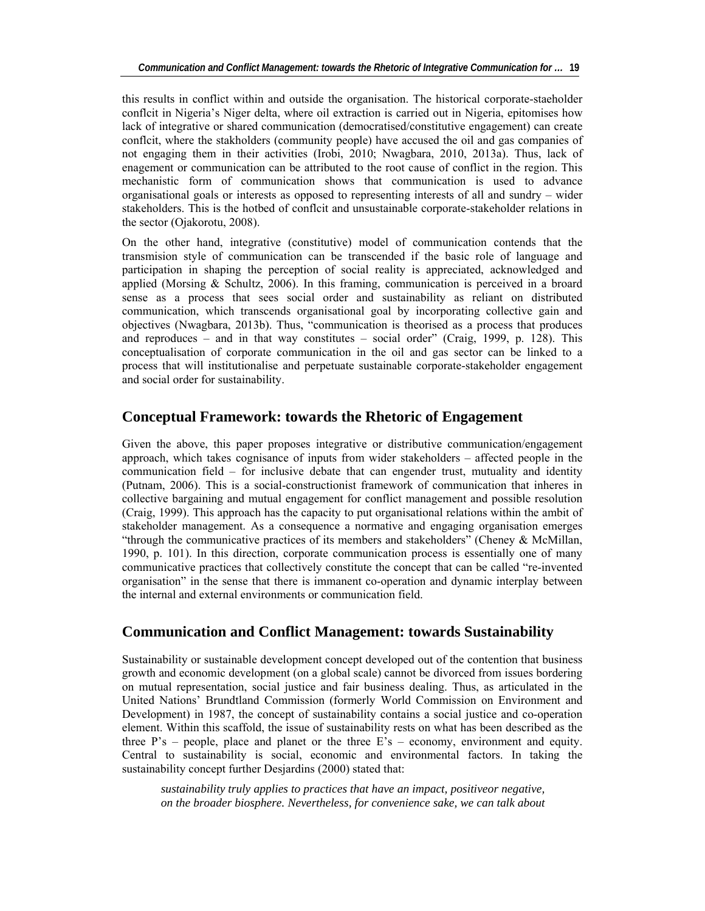this results in conflict within and outside the organisation. The historical corporate-staeholder conflcit in Nigeria's Niger delta, where oil extraction is carried out in Nigeria, epitomises how lack of integrative or shared communication (democratised/constitutive engagement) can create conflcit, where the stakholders (community people) have accused the oil and gas companies of not engaging them in their activities (Irobi, 2010; Nwagbara, 2010, 2013a). Thus, lack of enagement or communication can be attributed to the root cause of conflict in the region. This mechanistic form of communication shows that communication is used to advance organisational goals or interests as opposed to representing interests of all and sundry – wider stakeholders. This is the hotbed of conflcit and unsustainable corporate-stakeholder relations in the sector (Ojakorotu, 2008).

On the other hand, integrative (constitutive) model of communication contends that the transmision style of communication can be transcended if the basic role of language and participation in shaping the perception of social reality is appreciated, acknowledged and applied (Morsing & Schultz, 2006). In this framing, communication is perceived in a broard sense as a process that sees social order and sustainability as reliant on distributed communication, which transcends organisational goal by incorporating collective gain and objectives (Nwagbara, 2013b). Thus, "communication is theorised as a process that produces and reproduces – and in that way constitutes – social order" (Craig, 1999, p. 128). This conceptualisation of corporate communication in the oil and gas sector can be linked to a process that will institutionalise and perpetuate sustainable corporate-stakeholder engagement and social order for sustainability.

## Conceptual Framework: towards the Rhetoric of Engagement

Given the above, this paper proposes integrative or distributive communication/engagement approach, which takes cognisance of inputs from wider stakeholders – affected people in the communication field – for inclusive debate that can engender trust, mutuality and identity (Putnam, 2006). This is a social-constructionist framework of communication that inheres in collective bargaining and mutual engagement for conflict management and possible resolution (Craig, 1999). This approach has the capacity to put organisational relations within the ambit of stakeholder management. As a consequence a normative and engaging organisation emerges "through the communicative practices of its members and stakeholders" (Cheney & McMillan, 1990, p. 101). In this direction, corporate communication process is essentially one of many communicative practices that collectively constitute the concept that can be called "re-invented organisation" in the sense that there is immanent co-operation and dynamic interplay between the internal and external environments or communication field.

## Communication and Conflict Management: towards Sustainability

Sustainability or sustainable development concept developed out of the contention that business growth and economic development (on a global scale) cannot be divorced from issues bordering on mutual representation, social justice and fair business dealing. Thus, as articulated in the United Nations' Brundtland Commission (formerly World Commission on Environment and Development) in 1987, the concept of sustainability contains a social justice and co-operation element. Within this scaffold, the issue of sustainability rests on what has been described as the three P's – people, place and planet or the three E's – economy, environment and equity. Central to sustainability is social, economic and environmental factors. In taking the sustainability concept further Desjardins (2000) stated that:

> *sustainability truly applies to practices that have an impact, positiveor negative, on the broader biosphere. Nevertheless, for convenience sake, we can talk about*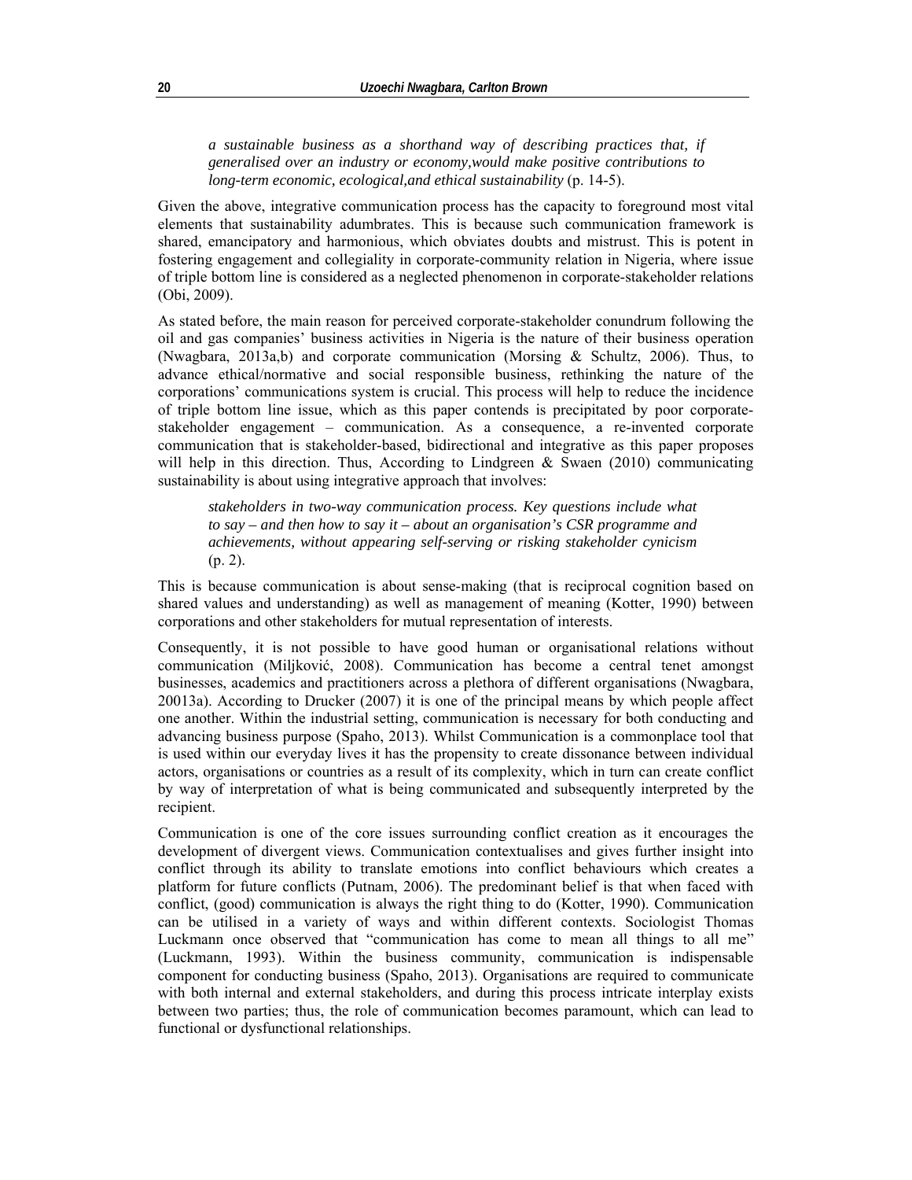> *a sustainable business as a shorthand way of describing practices that, if generalised over an industry or economy,would make positive contributions to long-term economic, ecological,and ethical sustainability* (p. 14-5).

Given the above, integrative communication process has the capacity to foreground most vital elements that sustainability adumbrates. This is because such communication framework is shared, emancipatory and harmonious, which obviates doubts and mistrust. This is potent in fostering engagement and collegiality in corporate-community relation in Nigeria, where issue of triple bottom line is considered as a neglected phenomenon in corporate-stakeholder relations (Obi, 2009).

As stated before, the main reason for perceived corporate-stakeholder conundrum following the oil and gas companies' business activities in Nigeria is the nature of their business operation (Nwagbara, 2013a,b) and corporate communication (Morsing & Schultz, 2006). Thus, to advance ethical/normative and social responsible business, rethinking the nature of the corporations' communications system is crucial. This process will help to reduce the incidence of triple bottom line issue, which as this paper contends is precipitated by poor corporate-stakeholder engagement – communication. As a consequence, a re-invented corporate communication that is stakeholder-based, bidirectional and integrative as this paper proposes will help in this direction. Thus, According to Lindgreen & Swaen (2010) communicating sustainability is about using integrative approach that involves:

> *stakeholders in two-way communication process. Key questions include what to say – and then how to say it – about an organisation's CSR programme and achievements, without appearing self-serving or risking stakeholder cynicism* (p. 2).

This is because communication is about sense-making (that is reciprocal cognition based on shared values and understanding) as well as management of meaning (Kotter, 1990) between corporations and other stakeholders for mutual representation of interests.

Consequently, it is not possible to have good human or organisational relations without communication (Miljković, 2008). Communication has become a central tenet amongst businesses, academics and practitioners across a plethora of different organisations (Nwagbara, 20013a). According to Drucker (2007) it is one of the principal means by which people affect one another. Within the industrial setting, communication is necessary for both conducting and advancing business purpose (Spaho, 2013). Whilst Communication is a commonplace tool that is used within our everyday lives it has the propensity to create dissonance between individual actors, organisations or countries as a result of its complexity, which in turn can create conflict by way of interpretation of what is being communicated and subsequently interpreted by the recipient.

Communication is one of the core issues surrounding conflict creation as it encourages the development of divergent views. Communication contextualises and gives further insight into conflict through its ability to translate emotions into conflict behaviours which creates a platform for future conflicts (Putnam, 2006). The predominant belief is that when faced with conflict, (good) communication is always the right thing to do (Kotter, 1990). Communication can be utilised in a variety of ways and within different contexts. Sociologist Thomas Luckmann once observed that "communication has come to mean all things to all me" (Luckmann, 1993). Within the business community, communication is indispensable component for conducting business (Spaho, 2013). Organisations are required to communicate with both internal and external stakeholders, and during this process intricate interplay exists between two parties; thus, the role of communication becomes paramount, which can lead to functional or dysfunctional relationships.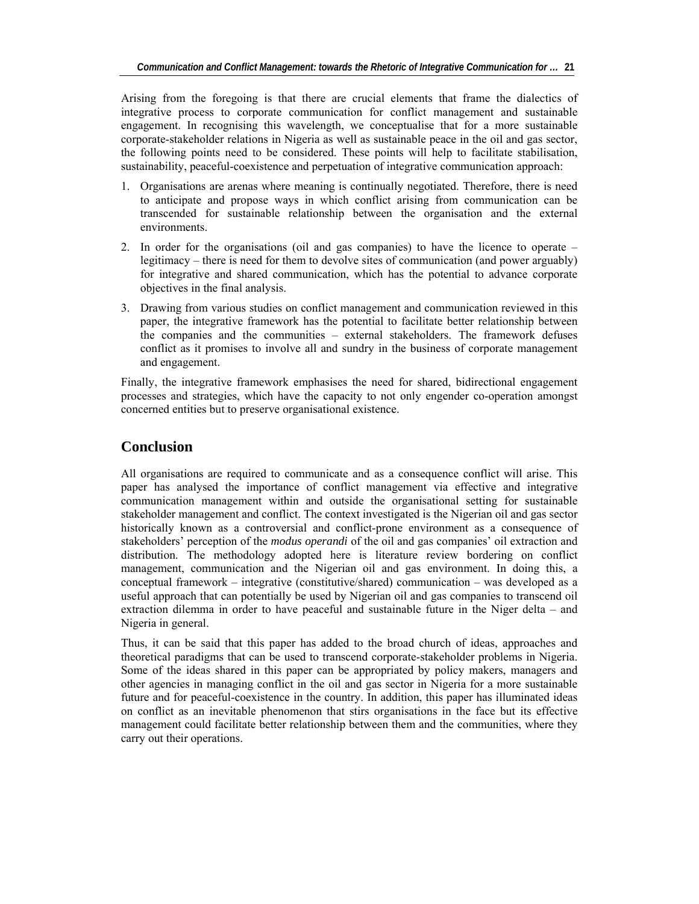Arising from the foregoing is that there are crucial elements that frame the dialectics of integrative process to corporate communication for conflict management and sustainable engagement. In recognising this wavelength, we conceptualise that for a more sustainable corporate-stakeholder relations in Nigeria as well as sustainable peace in the oil and gas sector, the following points need to be considered. These points will help to facilitate stabilisation, sustainability, peaceful-coexistence and perpetuation of integrative communication approach:

1. Organisations are arenas where meaning is continually negotiated. Therefore, there is need to anticipate and propose ways in which conflict arising from communication can be transcended for sustainable relationship between the organisation and the external environments.
2. In order for the organisations (oil and gas companies) to have the licence to operate – legitimacy – there is need for them to devolve sites of communication (and power arguably) for integrative and shared communication, which has the potential to advance corporate objectives in the final analysis.
3. Drawing from various studies on conflict management and communication reviewed in this paper, the integrative framework has the potential to facilitate better relationship between the companies and the communities – external stakeholders. The framework defuses conflict as it promises to involve all and sundry in the business of corporate management and engagement.

Finally, the integrative framework emphasises the need for shared, bidirectional engagement processes and strategies, which have the capacity to not only engender co-operation amongst concerned entities but to preserve organisational existence.

## Conclusion

All organisations are required to communicate and as a consequence conflict will arise. This paper has analysed the importance of conflict management via effective and integrative communication management within and outside the organisational setting for sustainable stakeholder management and conflict. The context investigated is the Nigerian oil and gas sector historically known as a controversial and conflict-prone environment as a consequence of stakeholders' perception of the *modus operandi* of the oil and gas companies' oil extraction and distribution. The methodology adopted here is literature review bordering on conflict management, communication and the Nigerian oil and gas environment. In doing this, a conceptual framework – integrative (constitutive/shared) communication – was developed as a useful approach that can potentially be used by Nigerian oil and gas companies to transcend oil extraction dilemma in order to have peaceful and sustainable future in the Niger delta – and Nigeria in general.

Thus, it can be said that this paper has added to the broad church of ideas, approaches and theoretical paradigms that can be used to transcend corporate-stakeholder problems in Nigeria. Some of the ideas shared in this paper can be appropriated by policy makers, managers and other agencies in managing conflict in the oil and gas sector in Nigeria for a more sustainable future and for peaceful-coexistence in the country. In addition, this paper has illuminated ideas on conflict as an inevitable phenomenon that stirs organisations in the face but its effective management could facilitate better relationship between them and the communities, where they carry out their operations.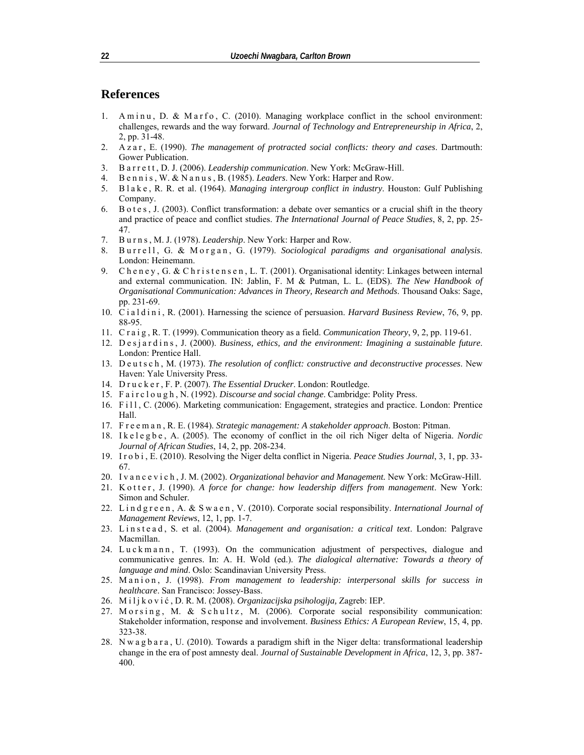## References

1. Aminu, D. & Marfo, C. (2010). Managing workplace conflict in the school environment: challenges, rewards and the way forward. *Journal of Technology and Entrepreneurship in Africa*, 2, 2, pp. 31-48.
2. Azar, E. (1990). *The management of protracted social conflicts: theory and cases*. Dartmouth: Gower Publication.
3. Barrett, D. J. (2006). *Leadership communication*. New York: McGraw-Hill.
4. Bennis, W. & Nanus, B. (1985). *Leaders*. New York: Harper and Row.
5. Blake, R. R. et al. (1964). *Managing intergroup conflict in industry*. Houston: Gulf Publishing Company.
6. Botes, J. (2003). Conflict transformation: a debate over semantics or a crucial shift in the theory and practice of peace and conflict studies. *The International Journal of Peace Studies*, 8, 2, pp. 25-47.
7. Burns, M. J. (1978). *Leadership*. New York: Harper and Row.
8. Burrell, G. & Morgan, G. (1979). *Sociological paradigms and organisational analysis*. London: Heinemann.
9. Cheney, G. & Christensen, L. T. (2001). Organisational identity: Linkages between internal and external communication. IN: Jablin, F. M & Putman, L. L. (EDS). *The New Handbook of Organisational Communication: Advances in Theory, Research and Methods*. Thousand Oaks: Sage, pp. 231-69.
10. Cialdini, R. (2001). Harnessing the science of persuasion. *Harvard Business Review*, 76, 9, pp. 88-95.
11. Craig, R. T. (1999). Communication theory as a field. *Communication Theory*, 9, 2, pp. 119-61.
12. Desjardins, J. (2000). *Business, ethics, and the environment: Imagining a sustainable future*. London: Prentice Hall.
13. Deutsch, M. (1973). *The resolution of conflict: constructive and deconstructive processes*. New Haven: Yale University Press.
14. Drucker, F. P. (2007). *The Essential Drucker*. London: Routledge.
15. Fairclough, N. (1992). *Discourse and social change*. Cambridge: Polity Press.
16. Fill, C. (2006). Marketing communication: Engagement, strategies and practice. London: Prentice Hall.
17. Freeman, R. E. (1984). *Strategic management: A stakeholder approach*. Boston: Pitman.
18. Ikelegbe, A. (2005). The economy of conflict in the oil rich Niger delta of Nigeria. *Nordic Journal of African Studies*, 14, 2, pp. 208-234.
19. Irobi, E. (2010). Resolving the Niger delta conflict in Nigeria. *Peace Studies Journal*, 3, 1, pp. 33-67.
20. Ivancevich, J. M. (2002). *Organizational behavior and Management.* New York: McGraw-Hill.
21. Kotter, J. (1990). *A force for change: how leadership differs from management*. New York: Simon and Schuler.
22. Lindgreen, A. & Swaen, V. (2010). Corporate social responsibility. *International Journal of Management Reviews*, 12, 1, pp. 1-7.
23. Linstead, S. et al. (2004). *Management and organisation: a critical text*. London: Palgrave Macmillan.
24. Luckmann, T. (1993). On the communication adjustment of perspectives, dialogue and communicative genres. In: A. H. Wold (ed.). *The dialogical alternative: Towards a theory of language and mind*. Oslo: Scandinavian University Press.
25. Manion, J. (1998). *From management to leadership: interpersonal skills for success in healthcare*. San Francisco: Jossey-Bass.
26. Miljković, D. R. M. (2008). *Organizacijska psihologija,* Zagreb: IEP.
27. Morsing, M. & Schultz, M. (2006). Corporate social responsibility communication: Stakeholder information, response and involvement. *Business Ethics: A European Review*, 15, 4, pp. 323-38.
28. Nwagbara, U. (2010). Towards a paradigm shift in the Niger delta: transformational leadership change in the era of post amnesty deal. *Journal of Sustainable Development in Africa*, 12, 3, pp. 387-400.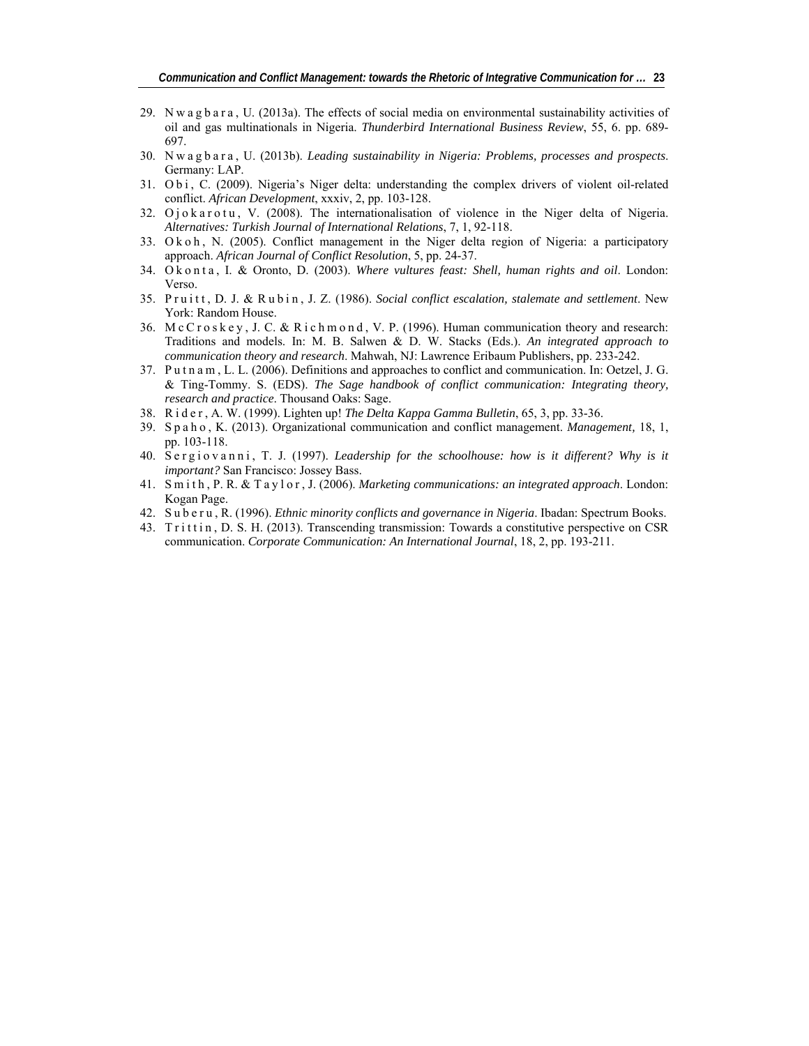29. Nwagbara, U. (2013a). The effects of social media on environmental sustainability activities of oil and gas multinationals in Nigeria. *Thunderbird International Business Review*, 55, 6. pp. 689-697.
30. Nwagbara, U. (2013b). *Leading sustainability in Nigeria: Problems, processes and prospects*. Germany: LAP.
31. Obi, C. (2009). Nigeria's Niger delta: understanding the complex drivers of violent oil-related conflict. *African Development*, xxxiv, 2, pp. 103-128.
32. Ojokarotu, V. (2008). The internationalisation of violence in the Niger delta of Nigeria. *Alternatives: Turkish Journal of International Relations*, 7, 1, 92-118.
33. Okoh, N. (2005). Conflict management in the Niger delta region of Nigeria: a participatory approach. *African Journal of Conflict Resolution*, 5, pp. 24-37.
34. Okonta, I. & Oronto, D. (2003). *Where vultures feast: Shell, human rights and oil*. London: Verso.
35. Pruitt, D. J. & Rubin, J. Z. (1986). *Social conflict escalation, stalemate and settlement*. New York: Random House.
36. McCroskey, J. C. & Richmond, V. P. (1996). Human communication theory and research: Traditions and models. In: M. B. Salwen & D. W. Stacks (Eds.). *An integrated approach to communication theory and research*. Mahwah, NJ: Lawrence Eribaum Publishers, pp. 233-242.
37. Putnam, L. L. (2006). Definitions and approaches to conflict and communication. In: Oetzel, J. G. & Ting-Tommy. S. (EDS). *The Sage handbook of conflict communication: Integrating theory, research and practice*. Thousand Oaks: Sage.
38. Rider, A. W. (1999). Lighten up! *The Delta Kappa Gamma Bulletin*, 65, 3, pp. 33-36.
39. Spaho, K. (2013). Organizational communication and conflict management. *Management,* 18, 1, pp. 103-118.
40. Sergiovanni, T. J. (1997). *Leadership for the schoolhouse: how is it different? Why is it important?* San Francisco: Jossey Bass.
41. Smith, P. R. & Taylor, J. (2006). *Marketing communications: an integrated approach*. London: Kogan Page.
42. Suberu, R. (1996). *Ethnic minority conflicts and governance in Nigeria*. Ibadan: Spectrum Books.
43. Trittin, D. S. H. (2013). Transcending transmission: Towards a constitutive perspective on CSR communication. *Corporate Communication: An International Journal*, 18, 2, pp. 193-211.